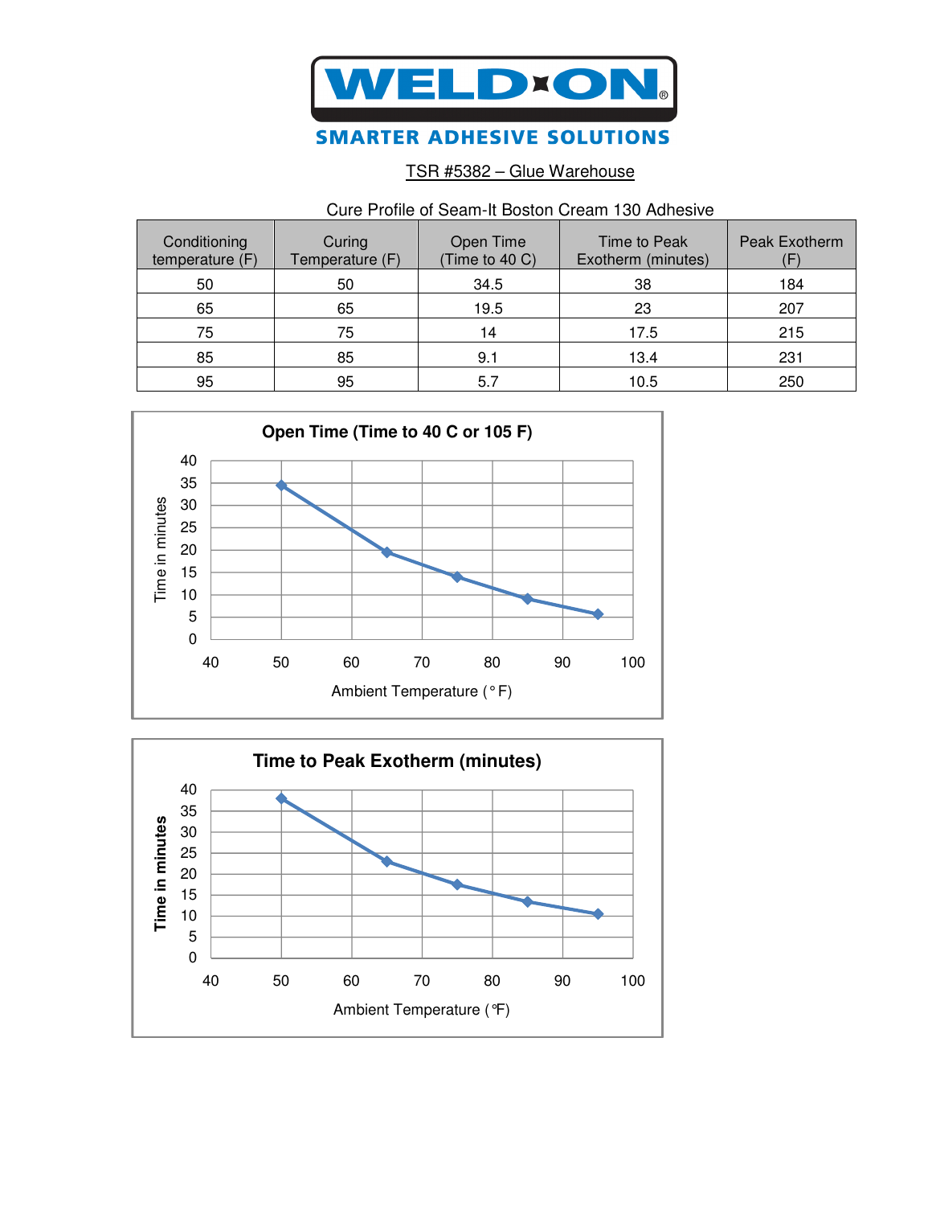# WELD-ON®

**SMARTER ADHESIVE SOLUTIONS**

TSR #5382 – Glue Warehouse

Cure Profile of Seam-It Boston Cream 130 Adhesive

| Conditioning temperature (F) | Curing Temperature (F) | Open Time (Time to 40 C) | Time to Peak Exotherm (minutes) | Peak Exotherm (F) |
|---|---|---|---|---|
| 50 | 50 | 34.5 | 38 | 184 |
| 65 | 65 | 19.5 | 23 | 207 |
| 75 | 75 | 14 | 17.5 | 215 |
| 85 | 85 | 9.1 | 13.4 | 231 |
| 95 | 95 | 5.7 | 10.5 | 250 |

**Open Time (Time to 40 C or 105 F)**

Time in minutes vs. Ambient Temperature (° F)

**Time to Peak Exotherm (minutes)**

Time in minutes vs. Ambient Temperature (°F)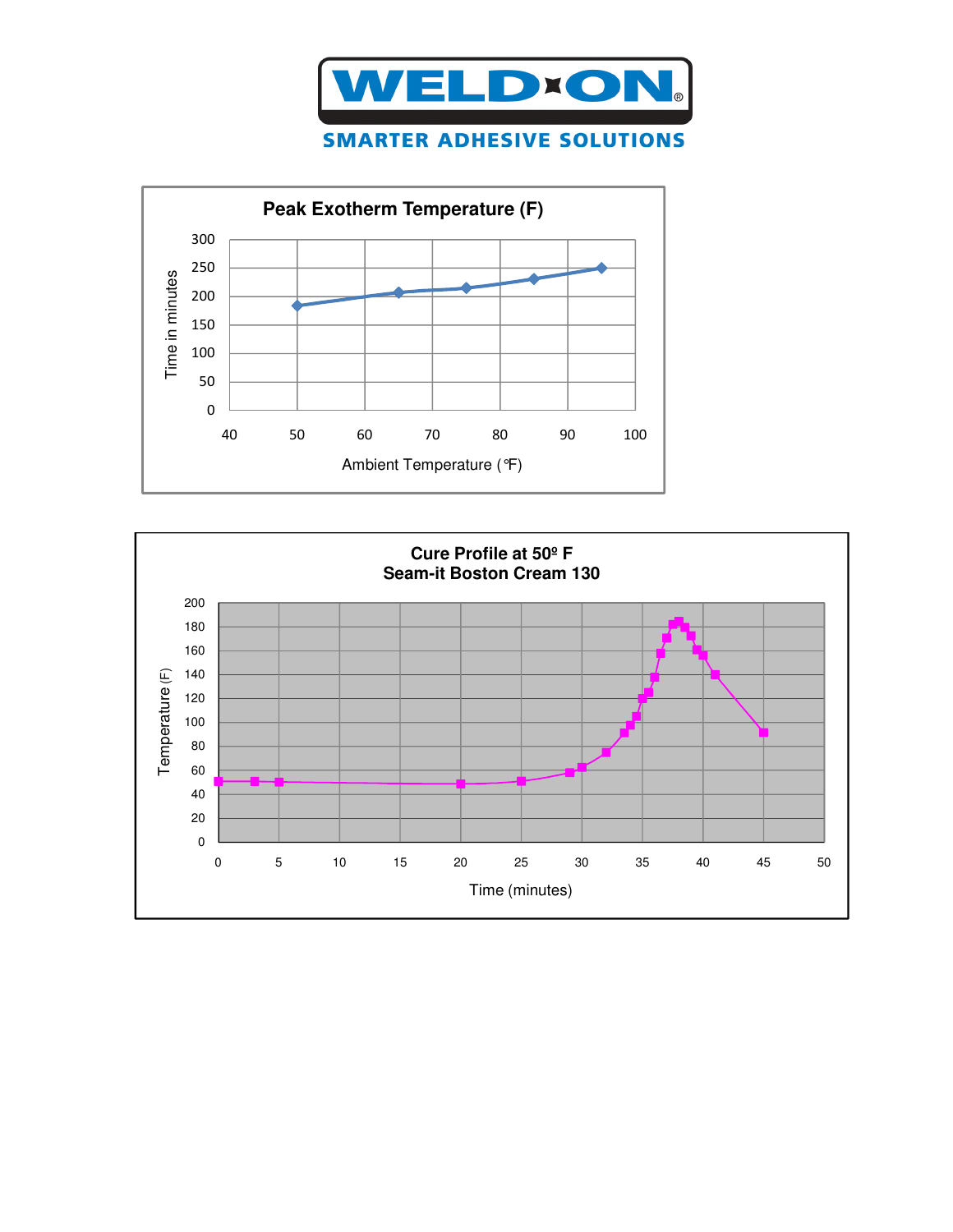WELD-ON®

SMARTER ADHESIVE SOLUTIONS

**Peak Exotherm Temperature (F)**

Time in minutes

Ambient Temperature (°F)

**Cure Profile at 50º F**
**Seam-it Boston Cream 130**

Temperature (F)

Time (minutes)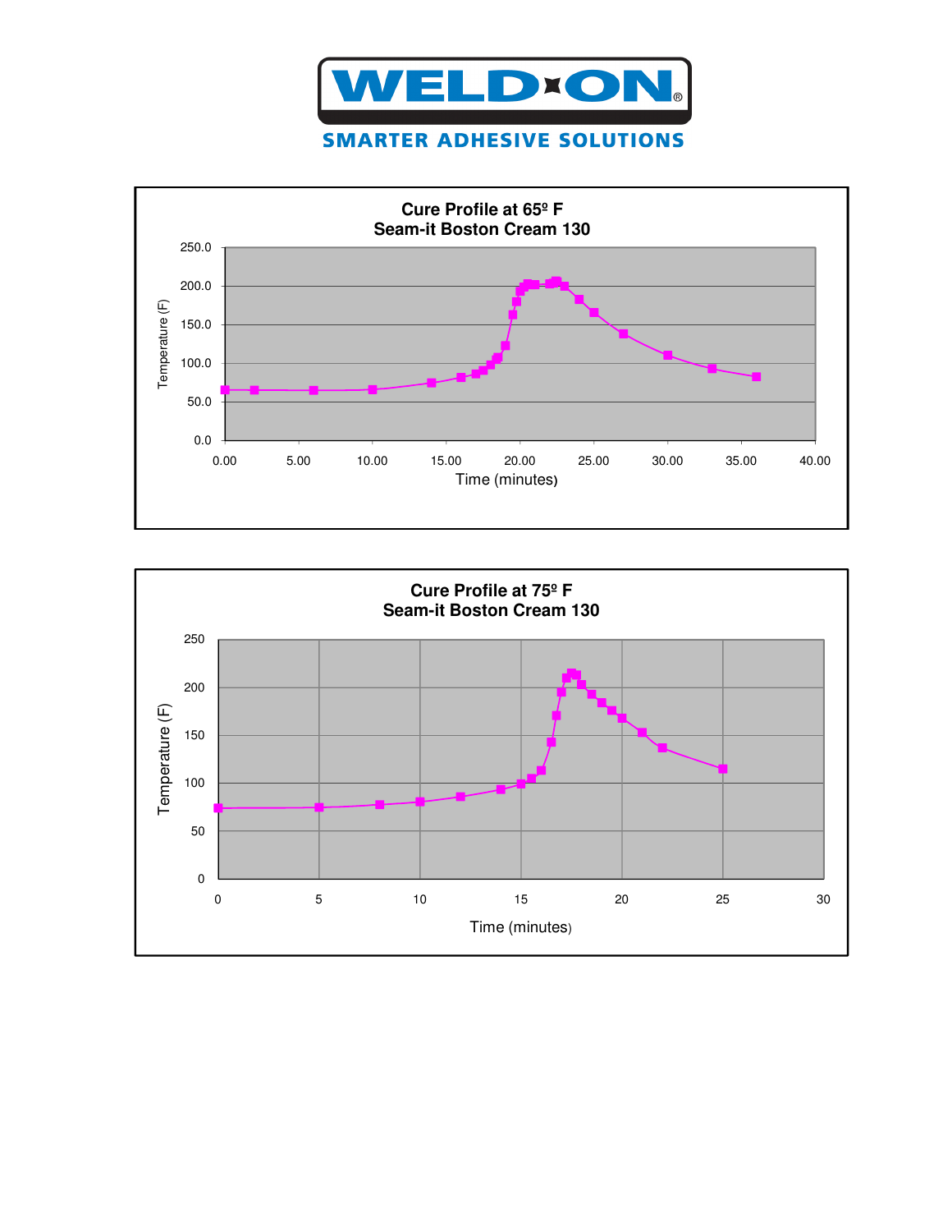**WELD-ON**

**SMARTER ADHESIVE SOLUTIONS**

**Cure Profile at 65º F**
**Seam-it Boston Cream 130**

Temperature (F)

250.0
200.0
150.0
100.0
50.0
0.0

0.00 5.00 10.00 15.00 20.00 25.00 30.00 35.00 40.00

Time (minutes)

**Cure Profile at 75º F**
**Seam-it Boston Cream 130**

Temperature (F)

250
200
150
100
50
0

0 5 10 15 20 25 30

Time (minutes)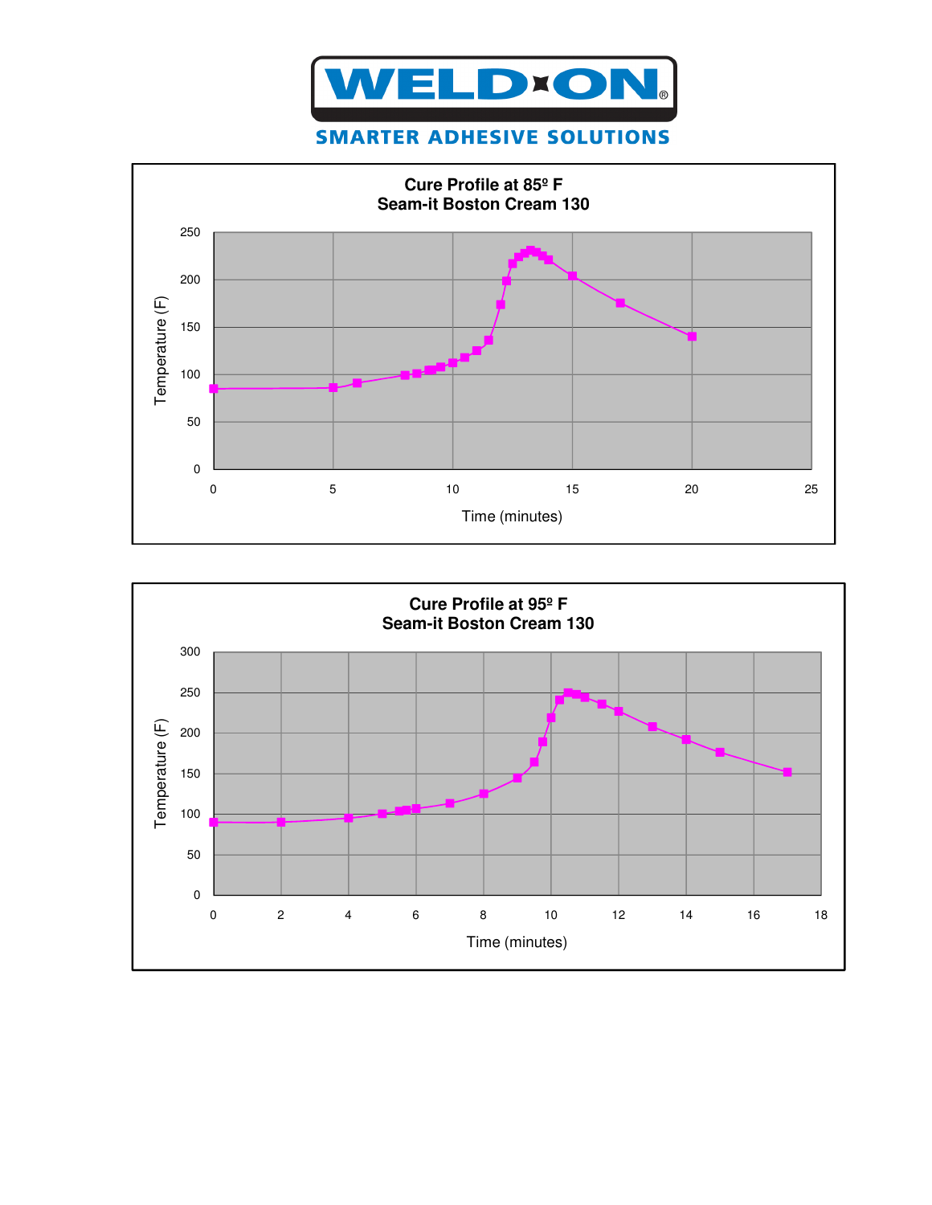WELD-ON®

SMARTER ADHESIVE SOLUTIONS

**Cure Profile at 85º F**
**Seam-it Boston Cream 130**

250
200
150
100
50
0

Temperature (F)

0
5
10
15
20
25

Time (minutes)

**Cure Profile at 95º F**
**Seam-it Boston Cream 130**

300
250
200
150
100
50
0

Temperature (F)

0
2
4
6
8
10
12
14
16
18

Time (minutes)